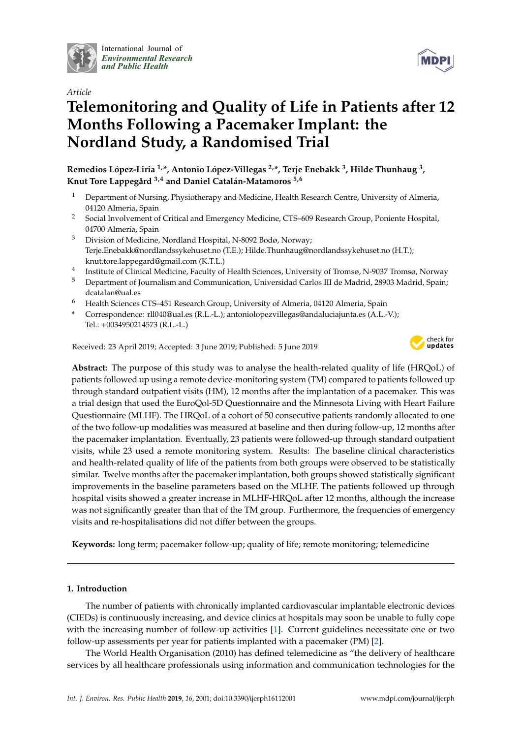International Journal of *Environmental Research and Public Health*

*Article*

# Telemonitoring and Quality of Life in Patients after 12 Months Following a Pacemaker Implant: the Nordland Study, a Randomised Trial

**Remedios López-Liria [1,*], Antonio López-Villegas [2,*], Terje Enebakk [3], Hilde Thunhaug [3], Knut Tore Lappegård [3,4] and Daniel Catalán-Matamoros [5,6]**

1. Department of Nursing, Physiotherapy and Medicine, Health Research Centre, University of Almeria, 04120 Almeria, Spain
2. Social Involvement of Critical and Emergency Medicine, CTS–609 Research Group, Poniente Hospital, 04700 Almería, Spain
3. Division of Medicine, Nordland Hospital, N-8092 Bodø, Norway; Terje.Enebakk@nordlandssykehuset.no (T.E.); Hilde.Thunhaug@nordlandssykehuset.no (H.T.); knut.tore.lappegard@gmail.com (K.T.L.)
4. Institute of Clinical Medicine, Faculty of Health Sciences, University of Tromsø, N-9037 Tromsø, Norway
5. Department of Journalism and Communication, Universidad Carlos III de Madrid, 28903 Madrid, Spain; dcatalan@ual.es
6. Health Sciences CTS–451 Research Group, University of Almeria, 04120 Almeria, Spain

\* Correspondence: rll040@ual.es (R.L.-L.); antoniolopezvillegas@andaluciajunta.es (A.L.-V.); Tel.: +0034950214573 (R.L.-L.)

Received: 23 April 2019; Accepted: 3 June 2019; Published: 5 June 2019

**Abstract:** The purpose of this study was to analyse the health-related quality of life (HRQoL) of patients followed up using a remote device-monitoring system (TM) compared to patients followed up through standard outpatient visits (HM), 12 months after the implantation of a pacemaker. This was a trial design that used the EuroQol-5D Questionnaire and the Minnesota Living with Heart Failure Questionnaire (MLHF). The HRQoL of a cohort of 50 consecutive patients randomly allocated to one of the two follow-up modalities was measured at baseline and then during follow-up, 12 months after the pacemaker implantation. Eventually, 23 patients were followed-up through standard outpatient visits, while 23 used a remote monitoring system. Results: The baseline clinical characteristics and health-related quality of life of the patients from both groups were observed to be statistically similar. Twelve months after the pacemaker implantation, both groups showed statistically significant improvements in the baseline parameters based on the MLHF. The patients followed up through hospital visits showed a greater increase in MLHF-HRQoL after 12 months, although the increase was not significantly greater than that of the TM group. Furthermore, the frequencies of emergency visits and re-hospitalisations did not differ between the groups.

**Keywords:** long term; pacemaker follow-up; quality of life; remote monitoring; telemedicine

## 1. Introduction

The number of patients with chronically implanted cardiovascular implantable electronic devices (CIEDs) is continuously increasing, and device clinics at hospitals may soon be unable to fully cope with the increasing number of follow-up activities [1]. Current guidelines necessitate one or two follow-up assessments per year for patients implanted with a pacemaker (PM) [2].

The World Health Organisation (2010) has defined telemedicine as "the delivery of healthcare services by all healthcare professionals using information and communication technologies for the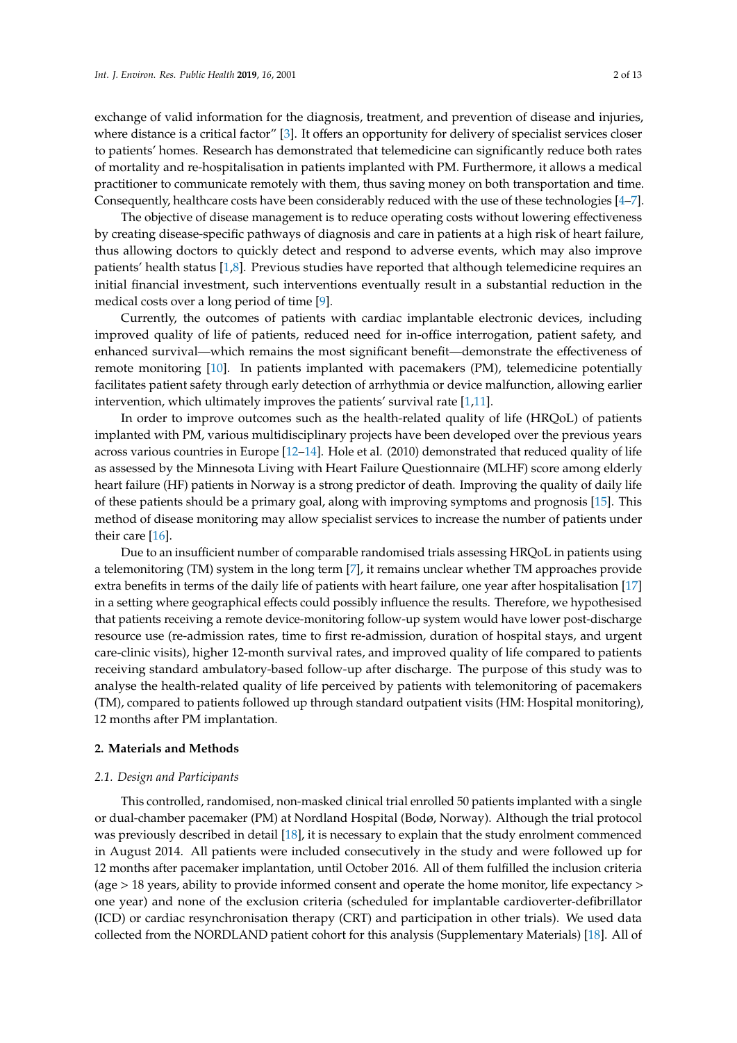exchange of valid information for the diagnosis, treatment, and prevention of disease and injuries, where distance is a critical factor" [3]. It offers an opportunity for delivery of specialist services closer to patients' homes. Research has demonstrated that telemedicine can significantly reduce both rates of mortality and re-hospitalisation in patients implanted with PM. Furthermore, it allows a medical practitioner to communicate remotely with them, thus saving money on both transportation and time. Consequently, healthcare costs have been considerably reduced with the use of these technologies [4–7].

The objective of disease management is to reduce operating costs without lowering effectiveness by creating disease-specific pathways of diagnosis and care in patients at a high risk of heart failure, thus allowing doctors to quickly detect and respond to adverse events, which may also improve patients' health status [1,8]. Previous studies have reported that although telemedicine requires an initial financial investment, such interventions eventually result in a substantial reduction in the medical costs over a long period of time [9].

Currently, the outcomes of patients with cardiac implantable electronic devices, including improved quality of life of patients, reduced need for in-office interrogation, patient safety, and enhanced survival—which remains the most significant benefit—demonstrate the effectiveness of remote monitoring [10]. In patients implanted with pacemakers (PM), telemedicine potentially facilitates patient safety through early detection of arrhythmia or device malfunction, allowing earlier intervention, which ultimately improves the patients' survival rate [1,11].

In order to improve outcomes such as the health-related quality of life (HRQoL) of patients implanted with PM, various multidisciplinary projects have been developed over the previous years across various countries in Europe [12–14]. Hole et al. (2010) demonstrated that reduced quality of life as assessed by the Minnesota Living with Heart Failure Questionnaire (MLHF) score among elderly heart failure (HF) patients in Norway is a strong predictor of death. Improving the quality of daily life of these patients should be a primary goal, along with improving symptoms and prognosis [15]. This method of disease monitoring may allow specialist services to increase the number of patients under their care [16].

Due to an insufficient number of comparable randomised trials assessing HRQoL in patients using a telemonitoring (TM) system in the long term [7], it remains unclear whether TM approaches provide extra benefits in terms of the daily life of patients with heart failure, one year after hospitalisation [17] in a setting where geographical effects could possibly influence the results. Therefore, we hypothesised that patients receiving a remote device-monitoring follow-up system would have lower post-discharge resource use (re-admission rates, time to first re-admission, duration of hospital stays, and urgent care-clinic visits), higher 12-month survival rates, and improved quality of life compared to patients receiving standard ambulatory-based follow-up after discharge. The purpose of this study was to analyse the health-related quality of life perceived by patients with telemonitoring of pacemakers (TM), compared to patients followed up through standard outpatient visits (HM: Hospital monitoring), 12 months after PM implantation.

## 2. Materials and Methods

### *2.1. Design and Participants*

This controlled, randomised, non-masked clinical trial enrolled 50 patients implanted with a single or dual-chamber pacemaker (PM) at Nordland Hospital (Bodø, Norway). Although the trial protocol was previously described in detail [18], it is necessary to explain that the study enrolment commenced in August 2014. All patients were included consecutively in the study and were followed up for 12 months after pacemaker implantation, until October 2016. All of them fulfilled the inclusion criteria (age > 18 years, ability to provide informed consent and operate the home monitor, life expectancy > one year) and none of the exclusion criteria (scheduled for implantable cardioverter-defibrillator (ICD) or cardiac resynchronisation therapy (CRT) and participation in other trials). We used data collected from the NORDLAND patient cohort for this analysis (Supplementary Materials) [18]. All of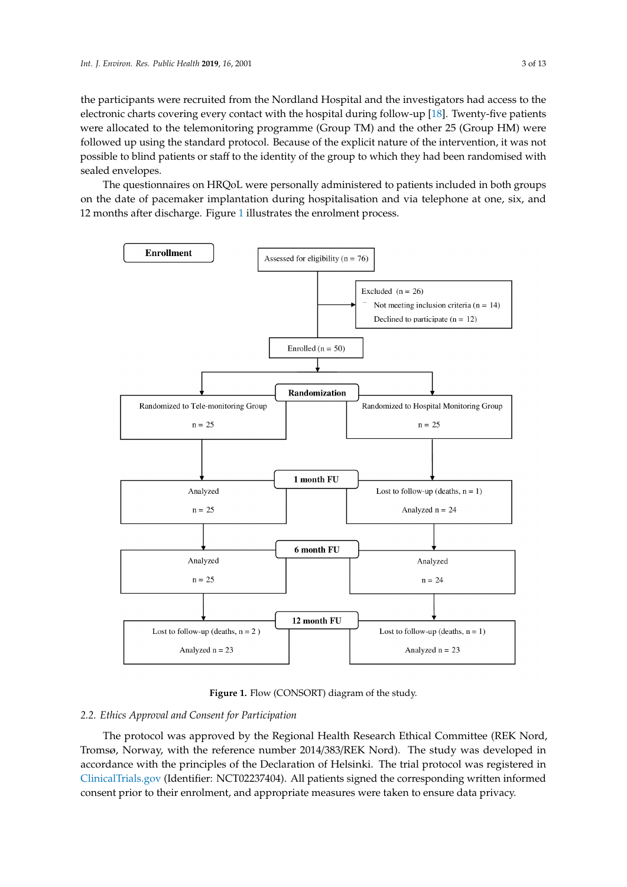the participants were recruited from the Nordland Hospital and the investigators had access to the electronic charts covering every contact with the hospital during follow-up [18]. Twenty-five patients were allocated to the telemonitoring programme (Group TM) and the other 25 (Group HM) were followed up using the standard protocol. Because of the explicit nature of the intervention, it was not possible to blind patients or staff to the identity of the group to which they had been randomised with sealed envelopes.

The questionnaires on HRQoL were personally administered to patients included in both groups on the date of pacemaker implantation during hospitalisation and via telephone at one, six, and 12 months after discharge. Figure 1 illustrates the enrolment process.

**Enrollment**

Assessed for eligibility (n = 76)

Excluded (n = 26)
- Not meeting inclusion criteria (n = 14)
- Declined to participate (n = 12)

Enrolled (n = 50)

**Randomization**

| Randomized to Tele-monitoring Group | | Randomized to Hospital Monitoring Group |
|---|---|---|
| n = 25 | | n = 25 |
| Analyzed n = 25 | **1 month FU** | Lost to follow-up (deaths, n = 1) Analyzed n = 24 |
| Analyzed n = 25 | **6 month FU** | Analyzed n = 24 |
| Lost to follow-up (deaths, n = 2) Analyzed n = 23 | **12 month FU** | Lost to follow-up (deaths, n = 1) Analyzed n = 23 |

**Figure 1.** Flow (CONSORT) diagram of the study.

### 2.2. Ethics Approval and Consent for Participation

The protocol was approved by the Regional Health Research Ethical Committee (REK Nord, Tromsø, Norway, with the reference number 2014/383/REK Nord). The study was developed in accordance with the principles of the Declaration of Helsinki. The trial protocol was registered in ClinicalTrials.gov (Identifier: NCT02237404). All patients signed the corresponding written informed consent prior to their enrolment, and appropriate measures were taken to ensure data privacy.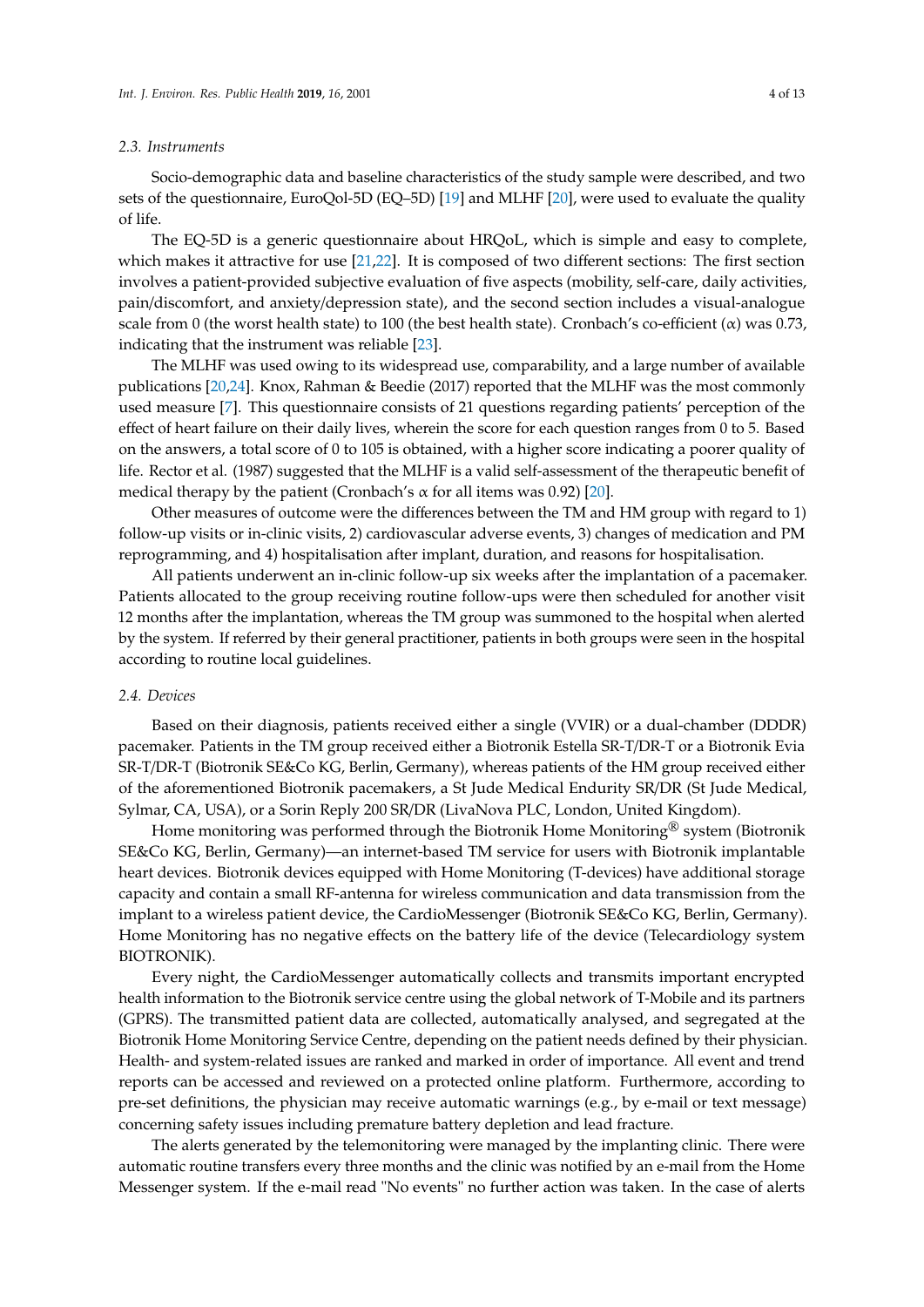### 2.3. Instruments

Socio-demographic data and baseline characteristics of the study sample were described, and two sets of the questionnaire, EuroQol-5D (EQ–5D) [19] and MLHF [20], were used to evaluate the quality of life.

The EQ-5D is a generic questionnaire about HRQoL, which is simple and easy to complete, which makes it attractive for use [21,22]. It is composed of two different sections: The first section involves a patient-provided subjective evaluation of five aspects (mobility, self-care, daily activities, pain/discomfort, and anxiety/depression state), and the second section includes a visual-analogue scale from 0 (the worst health state) to 100 (the best health state). Cronbach's co-efficient ($\alpha$) was 0.73, indicating that the instrument was reliable [23].

The MLHF was used owing to its widespread use, comparability, and a large number of available publications [20,24]. Knox, Rahman & Beedie (2017) reported that the MLHF was the most commonly used measure [7]. This questionnaire consists of 21 questions regarding patients' perception of the effect of heart failure on their daily lives, wherein the score for each question ranges from 0 to 5. Based on the answers, a total score of 0 to 105 is obtained, with a higher score indicating a poorer quality of life. Rector et al. (1987) suggested that the MLHF is a valid self-assessment of the therapeutic benefit of medical therapy by the patient (Cronbach's $\alpha$ for all items was 0.92) [20].

Other measures of outcome were the differences between the TM and HM group with regard to 1) follow-up visits or in-clinic visits, 2) cardiovascular adverse events, 3) changes of medication and PM reprogramming, and 4) hospitalisation after implant, duration, and reasons for hospitalisation.

All patients underwent an in-clinic follow-up six weeks after the implantation of a pacemaker. Patients allocated to the group receiving routine follow-ups were then scheduled for another visit 12 months after the implantation, whereas the TM group was summoned to the hospital when alerted by the system. If referred by their general practitioner, patients in both groups were seen in the hospital according to routine local guidelines.

### 2.4. Devices

Based on their diagnosis, patients received either a single (VVIR) or a dual-chamber (DDDR) pacemaker. Patients in the TM group received either a Biotronik Estella SR-T/DR-T or a Biotronik Evia SR-T/DR-T (Biotronik SE&Co KG, Berlin, Germany), whereas patients of the HM group received either of the aforementioned Biotronik pacemakers, a St Jude Medical Endurity SR/DR (St Jude Medical, Sylmar, CA, USA), or a Sorin Reply 200 SR/DR (LivaNova PLC, London, United Kingdom).

Home monitoring was performed through the Biotronik Home Monitoring® system (Biotronik SE&Co KG, Berlin, Germany)—an internet-based TM service for users with Biotronik implantable heart devices. Biotronik devices equipped with Home Monitoring (T-devices) have additional storage capacity and contain a small RF-antenna for wireless communication and data transmission from the implant to a wireless patient device, the CardioMessenger (Biotronik SE&Co KG, Berlin, Germany). Home Monitoring has no negative effects on the battery life of the device (Telecardiology system BIOTRONIK).

Every night, the CardioMessenger automatically collects and transmits important encrypted health information to the Biotronik service centre using the global network of T-Mobile and its partners (GPRS). The transmitted patient data are collected, automatically analysed, and segregated at the Biotronik Home Monitoring Service Centre, depending on the patient needs defined by their physician. Health- and system-related issues are ranked and marked in order of importance. All event and trend reports can be accessed and reviewed on a protected online platform. Furthermore, according to pre-set definitions, the physician may receive automatic warnings (e.g., by e-mail or text message) concerning safety issues including premature battery depletion and lead fracture.

The alerts generated by the telemonitoring were managed by the implanting clinic. There were automatic routine transfers every three months and the clinic was notified by an e-mail from the Home Messenger system. If the e-mail read "No events" no further action was taken. In the case of alerts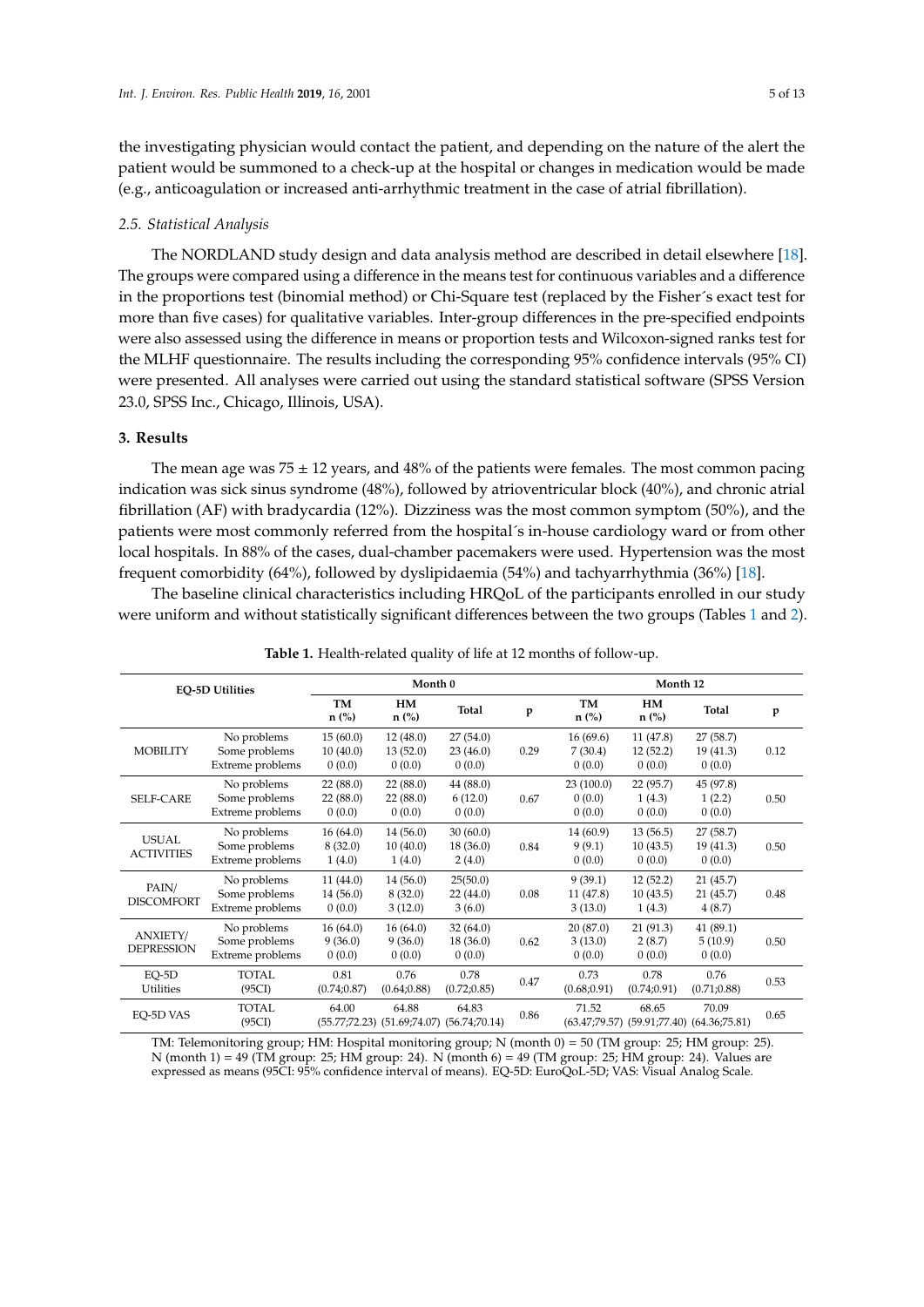the investigating physician would contact the patient, and depending on the nature of the alert the patient would be summoned to a check-up at the hospital or changes in medication would be made (e.g., anticoagulation or increased anti-arrhythmic treatment in the case of atrial fibrillation).

### *2.5. Statistical Analysis*

The NORDLAND study design and data analysis method are described in detail elsewhere [18]. The groups were compared using a difference in the means test for continuous variables and a difference in the proportions test (binomial method) or Chi-Square test (replaced by the Fisher´s exact test for more than five cases) for qualitative variables. Inter-group differences in the pre-specified endpoints were also assessed using the difference in means or proportion tests and Wilcoxon-signed ranks test for the MLHF questionnaire. The results including the corresponding 95% confidence intervals (95% CI) were presented. All analyses were carried out using the standard statistical software (SPSS Version 23.0, SPSS Inc., Chicago, Illinois, USA).

## 3. Results

The mean age was 75 ± 12 years, and 48% of the patients were females. The most common pacing indication was sick sinus syndrome (48%), followed by atrioventricular block (40%), and chronic atrial fibrillation (AF) with bradycardia (12%). Dizziness was the most common symptom (50%), and the patients were most commonly referred from the hospital´s in-house cardiology ward or from other local hospitals. In 88% of the cases, dual-chamber pacemakers were used. Hypertension was the most frequent comorbidity (64%), followed by dyslipidaemia (54%) and tachyarrhythmia (36%) [18].

The baseline clinical characteristics including HRQoL of the participants enrolled in our study were uniform and without statistically significant differences between the two groups (Tables 1 and 2).

**Table 1.** Health-related quality of life at 12 months of follow-up.

| EQ-5D Utilities | | Month 0 | | | | Month 12 | | | |
|---|---|---|---|---|---|---|---|---|---|
| | | TM n (%) | HM n (%) | Total | p | TM n (%) | HM n (%) | Total | p |
| MOBILITY | No problems | 15 (60.0) | 12 (48.0) | 27 (54.0) | 0.29 | 16 (69.6) | 11 (47.8) | 27 (58.7) | 0.12 |
| | Some problems | 10 (40.0) | 13 (52.0) | 23 (46.0) | | 7 (30.4) | 12 (52.2) | 19 (41.3) | |
| | Extreme problems | 0 (0.0) | 0 (0.0) | 0 (0.0) | | 0 (0.0) | 0 (0.0) | 0 (0.0) | |
| SELF-CARE | No problems | 22 (88.0) | 22 (88.0) | 44 (88.0) | 0.67 | 23 (100.0) | 22 (95.7) | 45 (97.8) | 0.50 |
| | Some problems | 22 (88.0) | 22 (88.0) | 6 (12.0) | | 0 (0.0) | 1 (4.3) | 1 (2.2) | |
| | Extreme problems | 0 (0.0) | 0 (0.0) | 0 (0.0) | | 0 (0.0) | 0 (0.0) | 0 (0.0) | |
| USUAL ACTIVITIES | No problems | 16 (64.0) | 14 (56.0) | 30 (60.0) | 0.84 | 14 (60.9) | 13 (56.5) | 27 (58.7) | 0.50 |
| | Some problems | 8 (32.0) | 10 (40.0) | 18 (36.0) | | 9 (9.1) | 10 (43.5) | 19 (41.3) | |
| | Extreme problems | 1 (4.0) | 1 (4.0) | 2 (4.0) | | 0 (0.0) | 0 (0.0) | 0 (0.0) | |
| PAIN/ DISCOMFORT | No problems | 11 (44.0) | 14 (56.0) | 25(50.0) | 0.08 | 9 (39.1) | 12 (52.2) | 21 (45.7) | 0.48 |
| | Some problems | 14 (56.0) | 8 (32.0) | 22 (44.0) | | 11 (47.8) | 10 (43.5) | 21 (45.7) | |
| | Extreme problems | 0 (0.0) | 3 (12.0) | 3 (6.0) | | 3 (13.0) | 1 (4.3) | 4 (8.7) | |
| ANXIETY/ DEPRESSION | No problems | 16 (64.0) | 16 (64.0) | 32 (64.0) | 0.62 | 20 (87.0) | 21 (91.3) | 41 (89.1) | 0.50 |
| | Some problems | 9 (36.0) | 9 (36.0) | 18 (36.0) | | 3 (13.0) | 2 (8.7) | 5 (10.9) | |
| | Extreme problems | 0 (0.0) | 0 (0.0) | 0 (0.0) | | 0 (0.0) | 0 (0.0) | 0 (0.0) | |
| EQ-5D Utilities | TOTAL (95CI) | 0.81 (0.74;0.87) | 0.76 (0.64;0.88) | 0.78 (0.72;0.85) | 0.47 | 0.73 (0.68;0.91) | 0.78 (0.74;0.91) | 0.76 (0.71;0.88) | 0.53 |
| EQ-5D VAS | TOTAL (95CI) | 64.00 (55.77;72.23) | 64.88 (51.69;74.07) | 64.83 (56.74;70.14) | 0.86 | 71.52 (63.47;79.57) | 68.65 (59.91;77.40) | 70.09 (64.36;75.81) | 0.65 |

TM: Telemonitoring group; HM: Hospital monitoring group; N (month 0) = 50 (TM group: 25; HM group: 25). N (month 1) = 49 (TM group: 25; HM group: 24). N (month 6) = 49 (TM group: 25; HM group: 24). Values are expressed as means (95CI: 95% confidence interval of means). EQ-5D: EuroQoL-5D; VAS: Visual Analog Scale.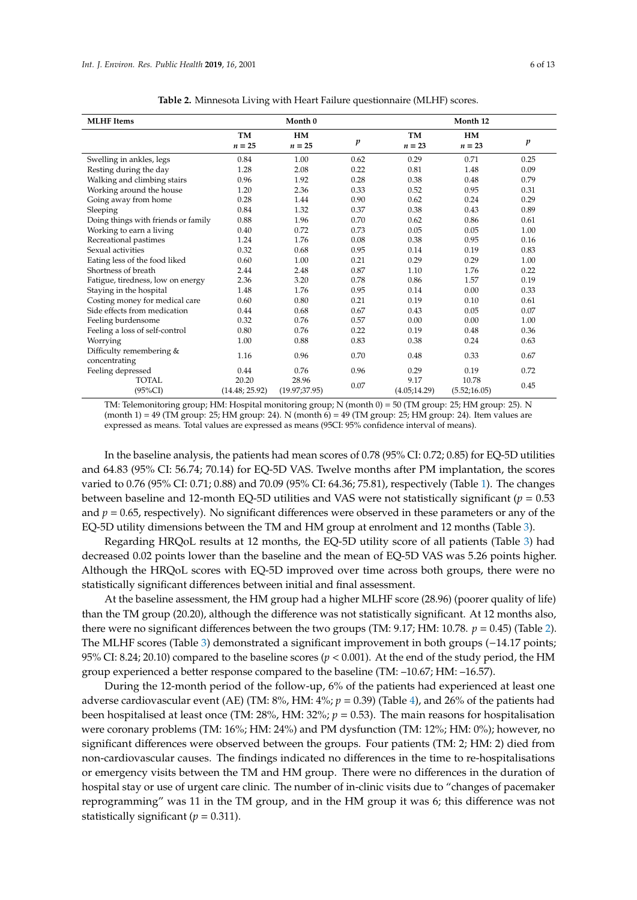**Table 2.** Minnesota Living with Heart Failure questionnaire (MLHF) scores.

| MLHF Items | Month 0 | | | Month 12 | | |
|---|---|---|---|---|---|---|
| | TM $n = 25$ | HM $n = 25$ | $p$ | TM $n = 23$ | HM $n = 23$ | $p$ |
| Swelling in ankles, legs | 0.84 | 1.00 | 0.62 | 0.29 | 0.71 | 0.25 |
| Resting during the day | 1.28 | 2.08 | 0.22 | 0.81 | 1.48 | 0.09 |
| Walking and climbing stairs | 0.96 | 1.92 | 0.28 | 0.38 | 0.48 | 0.79 |
| Working around the house | 1.20 | 2.36 | 0.33 | 0.52 | 0.95 | 0.31 |
| Going away from home | 0.28 | 1.44 | 0.90 | 0.62 | 0.24 | 0.29 |
| Sleeping | 0.84 | 1.32 | 0.37 | 0.38 | 0.43 | 0.89 |
| Doing things with friends or family | 0.88 | 1.96 | 0.70 | 0.62 | 0.86 | 0.61 |
| Working to earn a living | 0.40 | 0.72 | 0.73 | 0.05 | 0.05 | 1.00 |
| Recreational pastimes | 1.24 | 1.76 | 0.08 | 0.38 | 0.95 | 0.16 |
| Sexual activities | 0.32 | 0.68 | 0.95 | 0.14 | 0.19 | 0.83 |
| Eating less of the food liked | 0.60 | 1.00 | 0.21 | 0.29 | 0.29 | 1.00 |
| Shortness of breath | 2.44 | 2.48 | 0.87 | 1.10 | 1.76 | 0.22 |
| Fatigue, tiredness, low on energy | 2.36 | 3.20 | 0.78 | 0.86 | 1.57 | 0.19 |
| Staying in the hospital | 1.48 | 1.76 | 0.95 | 0.14 | 0.00 | 0.33 |
| Costing money for medical care | 0.60 | 0.80 | 0.21 | 0.19 | 0.10 | 0.61 |
| Side effects from medication | 0.44 | 0.68 | 0.67 | 0.43 | 0.05 | 0.07 |
| Feeling burdensome | 0.32 | 0.76 | 0.57 | 0.00 | 0.00 | 1.00 |
| Feeling a loss of self-control | 0.80 | 0.76 | 0.22 | 0.19 | 0.48 | 0.36 |
| Worrying | 1.00 | 0.88 | 0.83 | 0.38 | 0.24 | 0.63 |
| Difficulty remembering & concentrating | 1.16 | 0.96 | 0.70 | 0.48 | 0.33 | 0.67 |
| Feeling depressed | 0.44 | 0.76 | 0.96 | 0.29 | 0.19 | 0.72 |
| TOTAL (95%CI) | 20.20 (14.48; 25.92) | 28.96 (19.97;37.95) | 0.07 | 9.17 (4.05;14.29) | 10.78 (5.52;16.05) | 0.45 |

TM: Telemonitoring group; HM: Hospital monitoring group; N (month 0) = 50 (TM group: 25; HM group: 25). N (month 1) = 49 (TM group: 25; HM group: 24). N (month 6) = 49 (TM group: 25; HM group: 24). Item values are expressed as means. Total values are expressed as means (95CI: 95% confidence interval of means).

In the baseline analysis, the patients had mean scores of 0.78 (95% CI: 0.72; 0.85) for EQ-5D utilities and 64.83 (95% CI: 56.74; 70.14) for EQ-5D VAS. Twelve months after PM implantation, the scores varied to 0.76 (95% CI: 0.71; 0.88) and 70.09 (95% CI: 64.36; 75.81), respectively (Table 1). The changes between baseline and 12-month EQ-5D utilities and VAS were not statistically significant ($p = 0.53$ and $p = 0.65$, respectively). No significant differences were observed in these parameters or any of the EQ-5D utility dimensions between the TM and HM group at enrolment and 12 months (Table 3).

Regarding HRQoL results at 12 months, the EQ-5D utility score of all patients (Table 3) had decreased 0.02 points lower than the baseline and the mean of EQ-5D VAS was 5.26 points higher. Although the HRQoL scores with EQ-5D improved over time across both groups, there were no statistically significant differences between initial and final assessment.

At the baseline assessment, the HM group had a higher MLHF score (28.96) (poorer quality of life) than the TM group (20.20), although the difference was not statistically significant. At 12 months also, there were no significant differences between the two groups (TM: 9.17; HM: 10.78. $p = 0.45$) (Table 2). The MLHF scores (Table 3) demonstrated a significant improvement in both groups (−14.17 points; 95% CI: 8.24; 20.10) compared to the baseline scores ($p < 0.001$). At the end of the study period, the HM group experienced a better response compared to the baseline (TM: –10.67; HM: –16.57).

During the 12-month period of the follow-up, 6% of the patients had experienced at least one adverse cardiovascular event (AE) (TM: 8%, HM: 4%; $p = 0.39$) (Table 4), and 26% of the patients had been hospitalised at least once (TM: 28%, HM: 32%; $p = 0.53$). The main reasons for hospitalisation were coronary problems (TM: 16%; HM: 24%) and PM dysfunction (TM: 12%; HM: 0%); however, no significant differences were observed between the groups. Four patients (TM: 2; HM: 2) died from non-cardiovascular causes. The findings indicated no differences in the time to re-hospitalisations or emergency visits between the TM and HM group. There were no differences in the duration of hospital stay or use of urgent care clinic. The number of in-clinic visits due to "changes of pacemaker reprogramming" was 11 in the TM group, and in the HM group it was 6; this difference was not statistically significant ($p = 0.311$).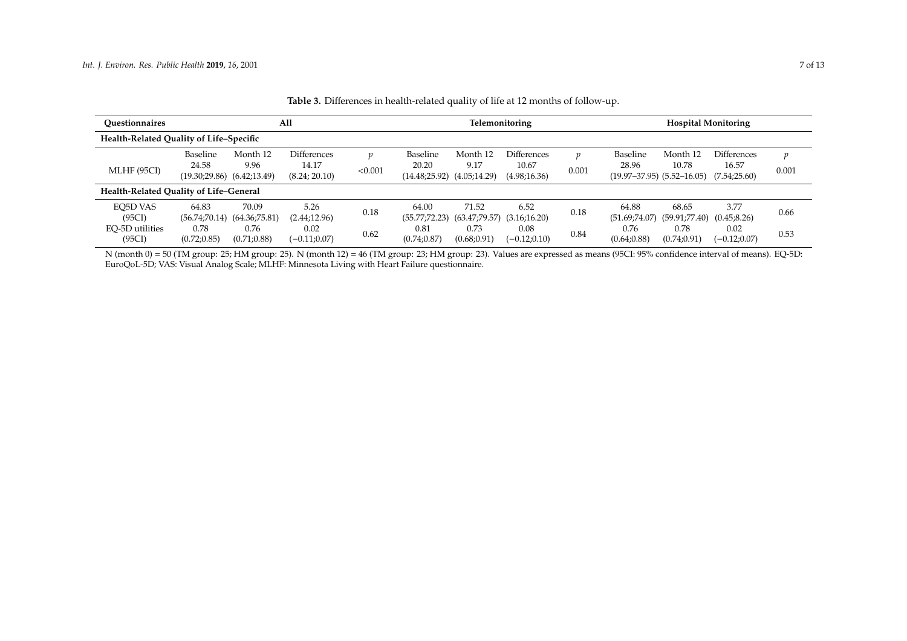**Table 3.** Differences in health-related quality of life at 12 months of follow-up.

| Questionnaires | All | | | | Telemonitoring | | | | Hospital Monitoring | | | |
|---|---|---|---|---|---|---|---|---|---|---|---|---|
| **Health-Related Quality of Life–Specific** | | | | | | | | | | | | |
| | Baseline | Month 12 | Differences | $p$ | Baseline | Month 12 | Differences | $p$ | Baseline | Month 12 | Differences | $p$ |
| MLHF (95CI) | 24.58 (19.30;29.86) | 9.96 (6.42;13.49) | 14.17 (8.24; 20.10) | <0.001 | 20.20 (14.48;25.92) | 9.17 (4.05;14.29) | 10.67 (4.98;16.36) | 0.001 | 28.96 (19.97–37.95) | 10.78 (5.52–16.05) | 16.57 (7.54;25.60) | 0.001 |
| **Health-Related Quality of Life–General** | | | | | | | | | | | | |
| EQ5D VAS (95CI) | 64.83 (56.74;70.14) | 70.09 (64.36;75.81) | 5.26 (2.44;12.96) | 0.18 | 64.00 (55.77;72.23) | 71.52 (63.47;79.57) | 6.52 (3.16;16.20) | 0.18 | 64.88 (51.69;74.07) | 68.65 (59.91;77.40) | 3.77 (0.45;8.26) | 0.66 |
| EQ-5D utilities (95CI) | 0.78 (0.72;0.85) | 0.76 (0.71;0.88) | 0.02 (−0.11;0.07) | 0.62 | 0.81 (0.74;0.87) | 0.73 (0.68;0.91) | 0.08 (−0.12;0.10) | 0.84 | 0.76 (0.64;0.88) | 0.78 (0.74;0.91) | 0.02 (−0.12;0.07) | 0.53 |

N (month 0) = 50 (TM group: 25; HM group: 25). N (month 12) = 46 (TM group: 23; HM group: 23). Values are expressed as means (95CI: 95% confidence interval of means). EQ-5D: EuroQoL-5D; VAS: Visual Analog Scale; MLHF: Minnesota Living with Heart Failure questionnaire.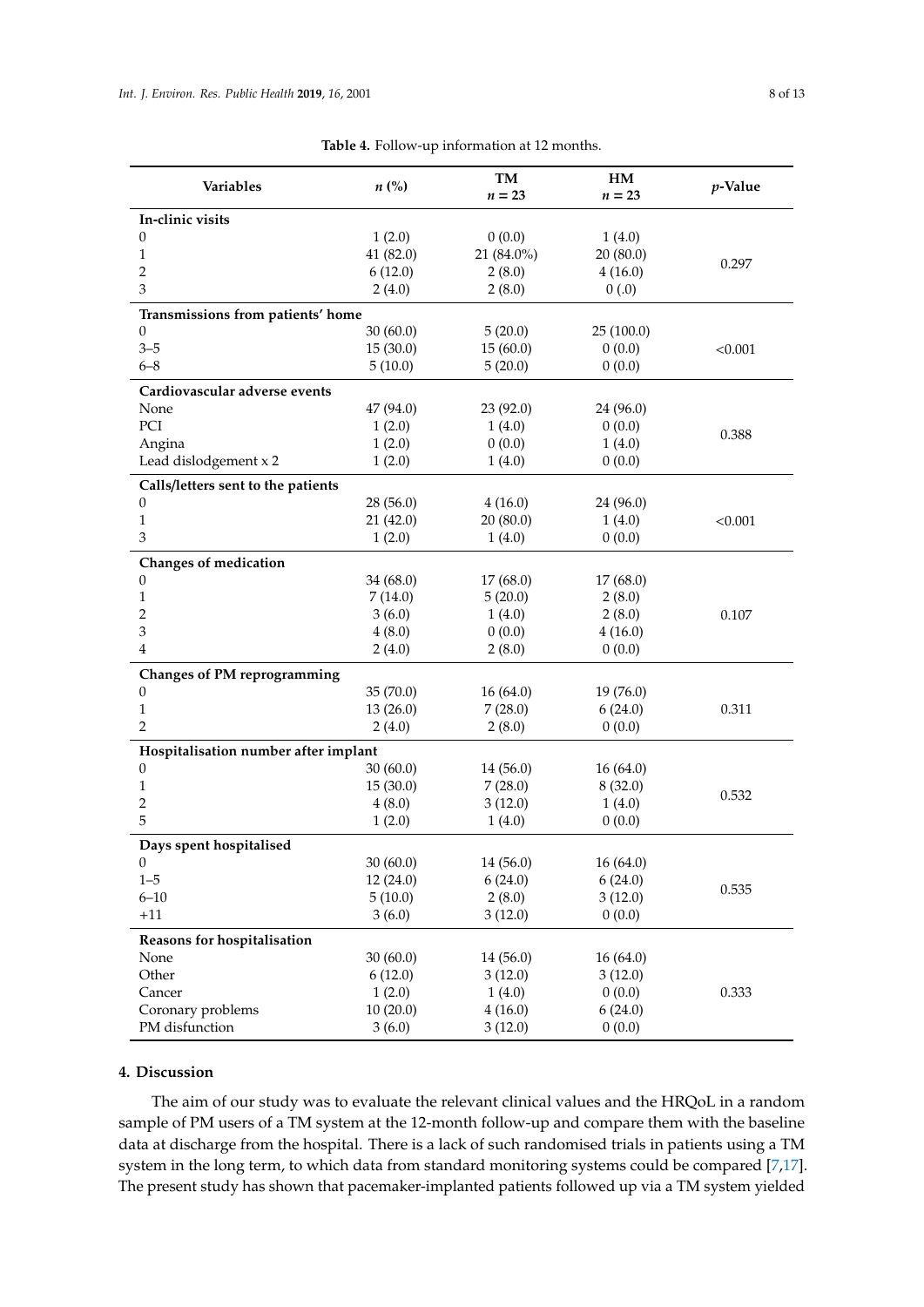**Table 4.** Follow-up information at 12 months.

| Variables | *n* (%) | TM<br>*n* = 23 | HM<br>*n* = 23 | *p*-Value |
|---|---|---|---|---|
| **In-clinic visits** | | | | |
| 0 | 1 (2.0) | 0 (0.0) | 1 (4.0) | |
| 1 | 41 (82.0) | 21 (84.0%) | 20 (80.0) | 0.297 |
| 2 | 6 (12.0) | 2 (8.0) | 4 (16.0) | |
| 3 | 2 (4.0) | 2 (8.0) | 0 (.0) | |
| **Transmissions from patients' home** | | | | |
| 0 | 30 (60.0) | 5 (20.0) | 25 (100.0) | |
| 3–5 | 15 (30.0) | 15 (60.0) | 0 (0.0) | <0.001 |
| 6–8 | 5 (10.0) | 5 (20.0) | 0 (0.0) | |
| **Cardiovascular adverse events** | | | | |
| None | 47 (94.0) | 23 (92.0) | 24 (96.0) | |
| PCI | 1 (2.0) | 1 (4.0) | 0 (0.0) | 0.388 |
| Angina | 1 (2.0) | 0 (0.0) | 1 (4.0) | |
| Lead dislodgement x 2 | 1 (2.0) | 1 (4.0) | 0 (0.0) | |
| **Calls/letters sent to the patients** | | | | |
| 0 | 28 (56.0) | 4 (16.0) | 24 (96.0) | |
| 1 | 21 (42.0) | 20 (80.0) | 1 (4.0) | <0.001 |
| 3 | 1 (2.0) | 1 (4.0) | 0 (0.0) | |
| **Changes of medication** | | | | |
| 0 | 34 (68.0) | 17 (68.0) | 17 (68.0) | |
| 1 | 7 (14.0) | 5 (20.0) | 2 (8.0) | |
| 2 | 3 (6.0) | 1 (4.0) | 2 (8.0) | 0.107 |
| 3 | 4 (8.0) | 0 (0.0) | 4 (16.0) | |
| 4 | 2 (4.0) | 2 (8.0) | 0 (0.0) | |
| **Changes of PM reprogramming** | | | | |
| 0 | 35 (70.0) | 16 (64.0) | 19 (76.0) | |
| 1 | 13 (26.0) | 7 (28.0) | 6 (24.0) | 0.311 |
| 2 | 2 (4.0) | 2 (8.0) | 0 (0.0) | |
| **Hospitalisation number after implant** | | | | |
| 0 | 30 (60.0) | 14 (56.0) | 16 (64.0) | |
| 1 | 15 (30.0) | 7 (28.0) | 8 (32.0) | 0.532 |
| 2 | 4 (8.0) | 3 (12.0) | 1 (4.0) | |
| 5 | 1 (2.0) | 1 (4.0) | 0 (0.0) | |
| **Days spent hospitalised** | | | | |
| 0 | 30 (60.0) | 14 (56.0) | 16 (64.0) | |
| 1–5 | 12 (24.0) | 6 (24.0) | 6 (24.0) | 0.535 |
| 6–10 | 5 (10.0) | 2 (8.0) | 3 (12.0) | |
| +11 | 3 (6.0) | 3 (12.0) | 0 (0.0) | |
| **Reasons for hospitalisation** | | | | |
| None | 30 (60.0) | 14 (56.0) | 16 (64.0) | |
| Other | 6 (12.0) | 3 (12.0) | 3 (12.0) | |
| Cancer | 1 (2.0) | 1 (4.0) | 0 (0.0) | 0.333 |
| Coronary problems | 10 (20.0) | 4 (16.0) | 6 (24.0) | |
| PM disfunction | 3 (6.0) | 3 (12.0) | 0 (0.0) | |

## 4. Discussion

The aim of our study was to evaluate the relevant clinical values and the HRQoL in a random sample of PM users of a TM system at the 12-month follow-up and compare them with the baseline data at discharge from the hospital. There is a lack of such randomised trials in patients using a TM system in the long term, to which data from standard monitoring systems could be compared [7,17]. The present study has shown that pacemaker-implanted patients followed up via a TM system yielded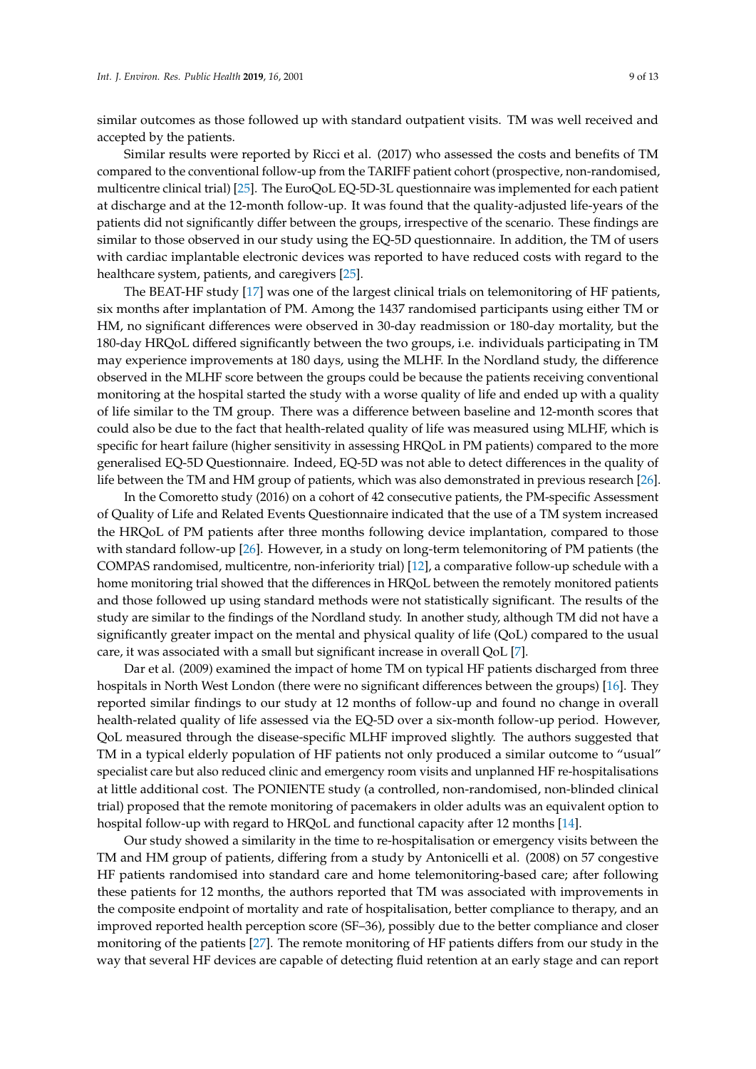similar outcomes as those followed up with standard outpatient visits. TM was well received and accepted by the patients.

Similar results were reported by Ricci et al. (2017) who assessed the costs and benefits of TM compared to the conventional follow-up from the TARIFF patient cohort (prospective, non-randomised, multicentre clinical trial) [25]. The EuroQoL EQ-5D-3L questionnaire was implemented for each patient at discharge and at the 12-month follow-up. It was found that the quality-adjusted life-years of the patients did not significantly differ between the groups, irrespective of the scenario. These findings are similar to those observed in our study using the EQ-5D questionnaire. In addition, the TM of users with cardiac implantable electronic devices was reported to have reduced costs with regard to the healthcare system, patients, and caregivers [25].

The BEAT-HF study [17] was one of the largest clinical trials on telemonitoring of HF patients, six months after implantation of PM. Among the 1437 randomised participants using either TM or HM, no significant differences were observed in 30-day readmission or 180-day mortality, but the 180-day HRQoL differed significantly between the two groups, i.e. individuals participating in TM may experience improvements at 180 days, using the MLHF. In the Nordland study, the difference observed in the MLHF score between the groups could be because the patients receiving conventional monitoring at the hospital started the study with a worse quality of life and ended up with a quality of life similar to the TM group. There was a difference between baseline and 12-month scores that could also be due to the fact that health-related quality of life was measured using MLHF, which is specific for heart failure (higher sensitivity in assessing HRQoL in PM patients) compared to the more generalised EQ-5D Questionnaire. Indeed, EQ-5D was not able to detect differences in the quality of life between the TM and HM group of patients, which was also demonstrated in previous research [26].

In the Comoretto study (2016) on a cohort of 42 consecutive patients, the PM-specific Assessment of Quality of Life and Related Events Questionnaire indicated that the use of a TM system increased the HRQoL of PM patients after three months following device implantation, compared to those with standard follow-up [26]. However, in a study on long-term telemonitoring of PM patients (the COMPAS randomised, multicentre, non-inferiority trial) [12], a comparative follow-up schedule with a home monitoring trial showed that the differences in HRQoL between the remotely monitored patients and those followed up using standard methods were not statistically significant. The results of the study are similar to the findings of the Nordland study. In another study, although TM did not have a significantly greater impact on the mental and physical quality of life (QoL) compared to the usual care, it was associated with a small but significant increase in overall QoL [7].

Dar et al. (2009) examined the impact of home TM on typical HF patients discharged from three hospitals in North West London (there were no significant differences between the groups) [16]. They reported similar findings to our study at 12 months of follow-up and found no change in overall health-related quality of life assessed via the EQ-5D over a six-month follow-up period. However, QoL measured through the disease-specific MLHF improved slightly. The authors suggested that TM in a typical elderly population of HF patients not only produced a similar outcome to "usual" specialist care but also reduced clinic and emergency room visits and unplanned HF re-hospitalisations at little additional cost. The PONIENTE study (a controlled, non-randomised, non-blinded clinical trial) proposed that the remote monitoring of pacemakers in older adults was an equivalent option to hospital follow-up with regard to HRQoL and functional capacity after 12 months [14].

Our study showed a similarity in the time to re-hospitalisation or emergency visits between the TM and HM group of patients, differing from a study by Antonicelli et al. (2008) on 57 congestive HF patients randomised into standard care and home telemonitoring-based care; after following these patients for 12 months, the authors reported that TM was associated with improvements in the composite endpoint of mortality and rate of hospitalisation, better compliance to therapy, and an improved reported health perception score (SF–36), possibly due to the better compliance and closer monitoring of the patients [27]. The remote monitoring of HF patients differs from our study in the way that several HF devices are capable of detecting fluid retention at an early stage and can report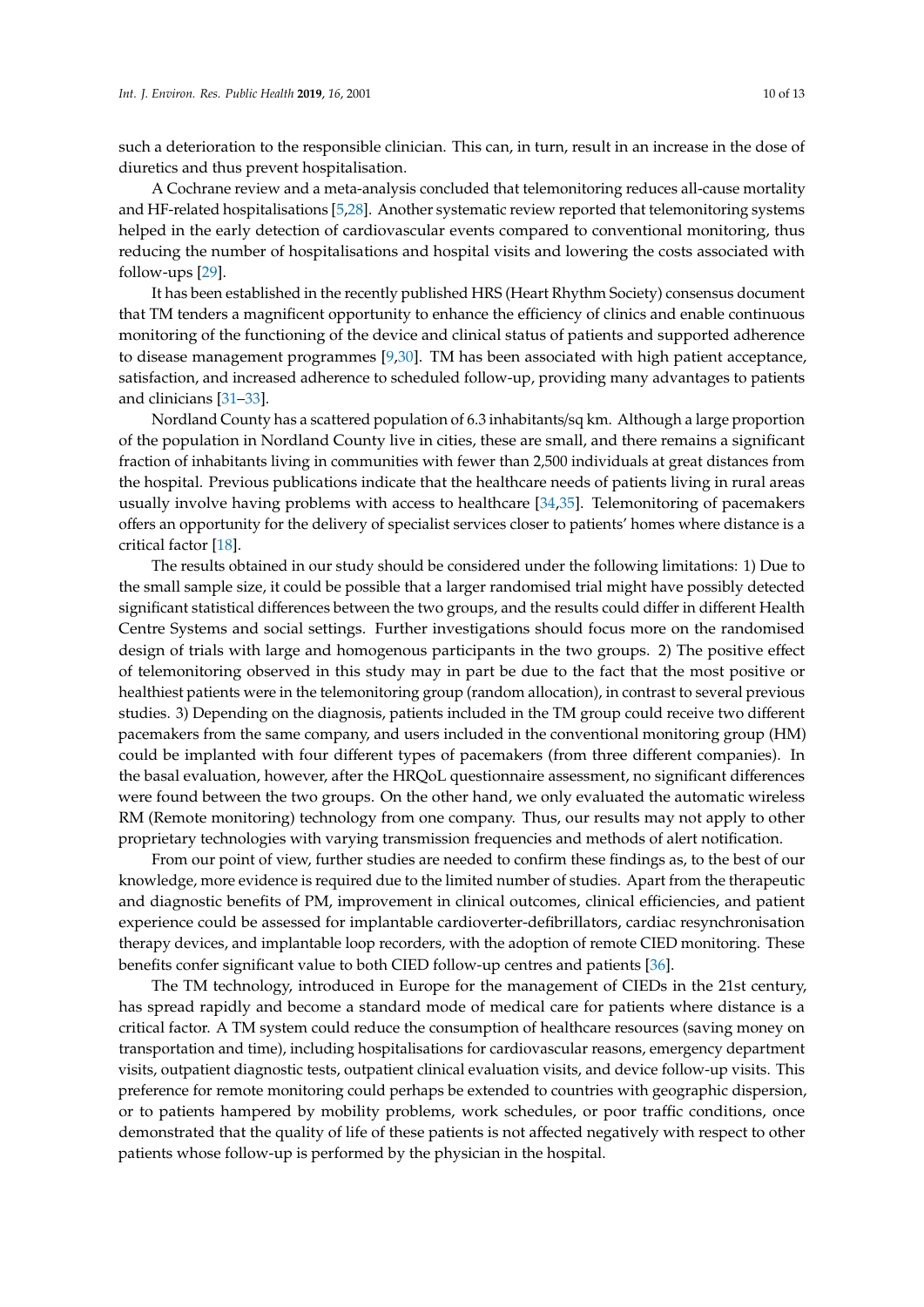such a deterioration to the responsible clinician. This can, in turn, result in an increase in the dose of diuretics and thus prevent hospitalisation.

A Cochrane review and a meta-analysis concluded that telemonitoring reduces all-cause mortality and HF-related hospitalisations [5,28]. Another systematic review reported that telemonitoring systems helped in the early detection of cardiovascular events compared to conventional monitoring, thus reducing the number of hospitalisations and hospital visits and lowering the costs associated with follow-ups [29].

It has been established in the recently published HRS (Heart Rhythm Society) consensus document that TM tenders a magnificent opportunity to enhance the efficiency of clinics and enable continuous monitoring of the functioning of the device and clinical status of patients and supported adherence to disease management programmes [9,30]. TM has been associated with high patient acceptance, satisfaction, and increased adherence to scheduled follow-up, providing many advantages to patients and clinicians [31–33].

Nordland County has a scattered population of 6.3 inhabitants/sq km. Although a large proportion of the population in Nordland County live in cities, these are small, and there remains a significant fraction of inhabitants living in communities with fewer than 2,500 individuals at great distances from the hospital. Previous publications indicate that the healthcare needs of patients living in rural areas usually involve having problems with access to healthcare [34,35]. Telemonitoring of pacemakers offers an opportunity for the delivery of specialist services closer to patients' homes where distance is a critical factor [18].

The results obtained in our study should be considered under the following limitations: 1) Due to the small sample size, it could be possible that a larger randomised trial might have possibly detected significant statistical differences between the two groups, and the results could differ in different Health Centre Systems and social settings. Further investigations should focus more on the randomised design of trials with large and homogenous participants in the two groups. 2) The positive effect of telemonitoring observed in this study may in part be due to the fact that the most positive or healthiest patients were in the telemonitoring group (random allocation), in contrast to several previous studies. 3) Depending on the diagnosis, patients included in the TM group could receive two different pacemakers from the same company, and users included in the conventional monitoring group (HM) could be implanted with four different types of pacemakers (from three different companies). In the basal evaluation, however, after the HRQoL questionnaire assessment, no significant differences were found between the two groups. On the other hand, we only evaluated the automatic wireless RM (Remote monitoring) technology from one company. Thus, our results may not apply to other proprietary technologies with varying transmission frequencies and methods of alert notification.

From our point of view, further studies are needed to confirm these findings as, to the best of our knowledge, more evidence is required due to the limited number of studies. Apart from the therapeutic and diagnostic benefits of PM, improvement in clinical outcomes, clinical efficiencies, and patient experience could be assessed for implantable cardioverter-defibrillators, cardiac resynchronisation therapy devices, and implantable loop recorders, with the adoption of remote CIED monitoring. These benefits confer significant value to both CIED follow-up centres and patients [36].

The TM technology, introduced in Europe for the management of CIEDs in the 21st century, has spread rapidly and become a standard mode of medical care for patients where distance is a critical factor. A TM system could reduce the consumption of healthcare resources (saving money on transportation and time), including hospitalisations for cardiovascular reasons, emergency department visits, outpatient diagnostic tests, outpatient clinical evaluation visits, and device follow-up visits. This preference for remote monitoring could perhaps be extended to countries with geographic dispersion, or to patients hampered by mobility problems, work schedules, or poor traffic conditions, once demonstrated that the quality of life of these patients is not affected negatively with respect to other patients whose follow-up is performed by the physician in the hospital.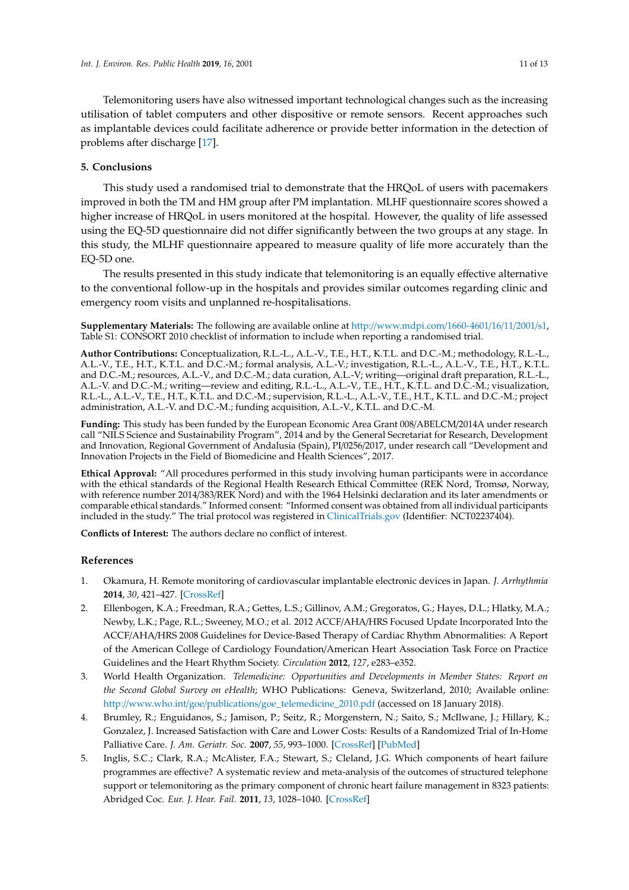Telemonitoring users have also witnessed important technological changes such as the increasing utilisation of tablet computers and other dispositive or remote sensors. Recent approaches such as implantable devices could facilitate adherence or provide better information in the detection of problems after discharge [17].

## 5. Conclusions

This study used a randomised trial to demonstrate that the HRQoL of users with pacemakers improved in both the TM and HM group after PM implantation. MLHF questionnaire scores showed a higher increase of HRQoL in users monitored at the hospital. However, the quality of life assessed using the EQ-5D questionnaire did not differ significantly between the two groups at any stage. In this study, the MLHF questionnaire appeared to measure quality of life more accurately than the EQ-5D one.

The results presented in this study indicate that telemonitoring is an equally effective alternative to the conventional follow-up in the hospitals and provides similar outcomes regarding clinic and emergency room visits and unplanned re-hospitalisations.

**Supplementary Materials:** The following are available online at http://www.mdpi.com/1660-4601/16/11/2001/s1, Table S1: CONSORT 2010 checklist of information to include when reporting a randomised trial.

**Author Contributions:** Conceptualization, R.L.-L., A.L.-V., T.E., H.T., K.T.L. and D.C.-M.; methodology, R.L.-L., A.L.-V., T.E., H.T., K.T.L. and D.C.-M.; formal analysis, A.L.-V.; investigation, R.L.-L., A.L.-V., T.E., H.T., K.T.L. and D.C.-M.; resources, A.L.-V., and D.C.-M.; data curation, A.L.-V; writing—original draft preparation, R.L.-L., A.L.-V. and D.C.-M.; writing—review and editing, R.L.-L., A.L.-V., T.E., H.T., K.T.L. and D.C.-M.; visualization, R.L.-L., A.L.-V., T.E., H.T., K.T.L. and D.C.-M.; supervision, R.L.-L., A.L.-V., T.E., H.T., K.T.L. and D.C.-M.; project administration, A.L.-V. and D.C.-M.; funding acquisition, A.L.-V., K.T.L. and D.C.-M.

**Funding:** This study has been funded by the European Economic Area Grant 008/ABELCM/2014A under research call "NILS Science and Sustainability Program", 2014 and by the General Secretariat for Research, Development and Innovation, Regional Government of Andalusia (Spain), PI/0256/2017, under research call "Development and Innovation Projects in the Field of Biomedicine and Health Sciences", 2017.

**Ethical Approval:** "All procedures performed in this study involving human participants were in accordance with the ethical standards of the Regional Health Research Ethical Committee (REK Nord, Tromsø, Norway, with reference number 2014/383/REK Nord) and with the 1964 Helsinki declaration and its later amendments or comparable ethical standards." Informed consent: "Informed consent was obtained from all individual participants included in the study." The trial protocol was registered in ClinicalTrials.gov (Identifier: NCT02237404).

**Conflicts of Interest:** The authors declare no conflict of interest.

## References

1. Okamura, H. Remote monitoring of cardiovascular implantable electronic devices in Japan. *J. Arrhythmia* **2014**, *30*, 421–427. [CrossRef]
2. Ellenbogen, K.A.; Freedman, R.A.; Gettes, L.S.; Gillinov, A.M.; Gregoratos, G.; Hayes, D.L.; Hlatky, M.A.; Newby, L.K.; Page, R.L.; Sweeney, M.O.; et al. 2012 ACCF/AHA/HRS Focused Update Incorporated Into the ACCF/AHA/HRS 2008 Guidelines for Device-Based Therapy of Cardiac Rhythm Abnormalities: A Report of the American College of Cardiology Foundation/American Heart Association Task Force on Practice Guidelines and the Heart Rhythm Society. *Circulation* **2012**, *127*, e283–e352.
3. World Health Organization. *Telemedicine: Opportunities and Developments in Member States: Report on the Second Global Survey on eHealth*; WHO Publications: Geneva, Switzerland, 2010; Available online: http://www.who.int/goe/publications/goe_telemedicine_2010.pdf (accessed on 18 January 2018).
4. Brumley, R.; Enguidanos, S.; Jamison, P.; Seitz, R.; Morgenstern, N.; Saito, S.; McIlwane, J.; Hillary, K.; Gonzalez, J. Increased Satisfaction with Care and Lower Costs: Results of a Randomized Trial of In-Home Palliative Care. *J. Am. Geriatr. Soc.* **2007**, *55*, 993–1000. [CrossRef] [PubMed]
5. Inglis, S.C.; Clark, R.A.; McAlister, F.A.; Stewart, S.; Cleland, J.G. Which components of heart failure programmes are effective? A systematic review and meta-analysis of the outcomes of structured telephone support or telemonitoring as the primary component of chronic heart failure management in 8323 patients: Abridged Coc. *Eur. J. Hear. Fail.* **2011**, *13*, 1028–1040. [CrossRef]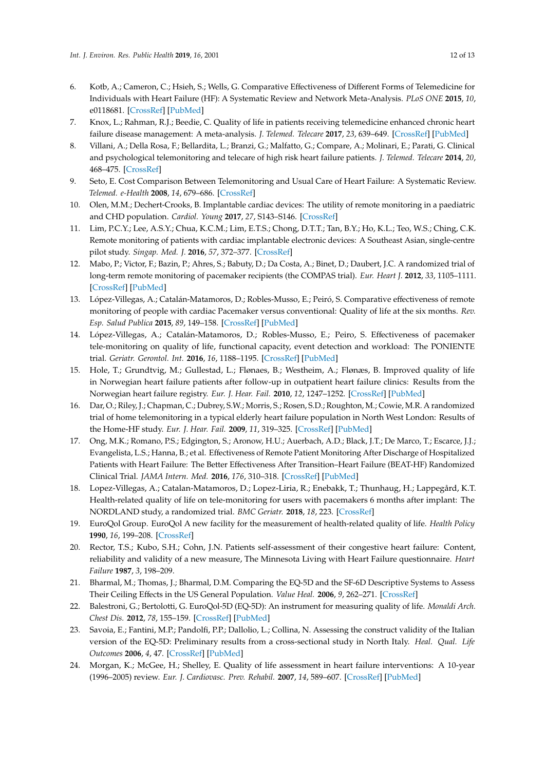6. Kotb, A.; Cameron, C.; Hsieh, S.; Wells, G. Comparative Effectiveness of Different Forms of Telemedicine for Individuals with Heart Failure (HF): A Systematic Review and Network Meta-Analysis. *PLoS ONE* **2015**, *10*, e0118681. [CrossRef] [PubMed]
7. Knox, L.; Rahman, R.J.; Beedie, C. Quality of life in patients receiving telemedicine enhanced chronic heart failure disease management: A meta-analysis. *J. Telemed. Telecare* **2017**, *23*, 639–649. [CrossRef] [PubMed]
8. Villani, A.; Della Rosa, F.; Bellardita, L.; Branzi, G.; Malfatto, G.; Compare, A.; Molinari, E.; Parati, G. Clinical and psychological telemonitoring and telecare of high risk heart failure patients. *J. Telemed. Telecare* **2014**, *20*, 468–475. [CrossRef]
9. Seto, E. Cost Comparison Between Telemonitoring and Usual Care of Heart Failure: A Systematic Review. *Telemed. e-Health* **2008**, *14*, 679–686. [CrossRef]
10. Olen, M.M.; Dechert-Crooks, B. Implantable cardiac devices: The utility of remote monitoring in a paediatric and CHD population. *Cardiol. Young* **2017**, *27*, S143–S146. [CrossRef]
11. Lim, P.C.Y.; Lee, A.S.Y.; Chua, K.C.M.; Lim, E.T.S.; Chong, D.T.T.; Tan, B.Y.; Ho, K.L.; Teo, W.S.; Ching, C.K. Remote monitoring of patients with cardiac implantable electronic devices: A Southeast Asian, single-centre pilot study. *Singap. Med. J.* **2016**, *57*, 372–377. [CrossRef]
12. Mabo, P.; Victor, F.; Bazin, P.; Ahres, S.; Babuty, D.; Da Costa, A.; Binet, D.; Daubert, J.C. A randomized trial of long-term remote monitoring of pacemaker recipients (the COMPAS trial). *Eur. Heart J.* **2012**, *33*, 1105–1111. [CrossRef] [PubMed]
13. López-Villegas, A.; Catalán-Matamoros, D.; Robles-Musso, E.; Peiró, S. Comparative effectiveness of remote monitoring of people with cardiac Pacemaker versus conventional: Quality of life at the six months. *Rev. Esp. Salud Publica* **2015**, *89*, 149–158. [CrossRef] [PubMed]
14. López-Villegas, A.; Catalán-Matamoros, D.; Robles-Musso, E.; Peiro, S. Effectiveness of pacemaker tele-monitoring on quality of life, functional capacity, event detection and workload: The PONIENTE trial. *Geriatr. Gerontol. Int.* **2016**, *16*, 1188–1195. [CrossRef] [PubMed]
15. Hole, T.; Grundtvig, M.; Gullestad, L.; Flønaes, B.; Westheim, A.; Flønæs, B. Improved quality of life in Norwegian heart failure patients after follow-up in outpatient heart failure clinics: Results from the Norwegian heart failure registry. *Eur. J. Hear. Fail.* **2010**, *12*, 1247–1252. [CrossRef] [PubMed]
16. Dar, O.; Riley, J.; Chapman, C.; Dubrey, S.W.; Morris, S.; Rosen, S.D.; Roughton, M.; Cowie, M.R. A randomized trial of home telemonitoring in a typical elderly heart failure population in North West London: Results of the Home-HF study. *Eur. J. Hear. Fail.* **2009**, *11*, 319–325. [CrossRef] [PubMed]
17. Ong, M.K.; Romano, P.S.; Edgington, S.; Aronow, H.U.; Auerbach, A.D.; Black, J.T.; De Marco, T.; Escarce, J.J.; Evangelista, L.S.; Hanna, B.; et al. Effectiveness of Remote Patient Monitoring After Discharge of Hospitalized Patients with Heart Failure: The Better Effectiveness After Transition–Heart Failure (BEAT-HF) Randomized Clinical Trial. *JAMA Intern. Med.* **2016**, *176*, 310–318. [CrossRef] [PubMed]
18. Lopez-Villegas, A.; Catalan-Matamoros, D.; Lopez-Liria, R.; Enebakk, T.; Thunhaug, H.; Lappegård, K.T. Health-related quality of life on tele-monitoring for users with pacemakers 6 months after implant: The NORDLAND study, a randomized trial. *BMC Geriatr.* **2018**, *18*, 223. [CrossRef]
19. EuroQol Group. EuroQol A new facility for the measurement of health-related quality of life. *Health Policy* **1990**, *16*, 199–208. [CrossRef]
20. Rector, T.S.; Kubo, S.H.; Cohn, J.N. Patients self-assessment of their congestive heart failure: Content, reliability and validity of a new measure, The Minnesota Living with Heart Failure questionnaire. *Heart Failure* **1987**, *3*, 198–209.
21. Bharmal, M.; Thomas, J.; Bharmal, D.M. Comparing the EQ-5D and the SF-6D Descriptive Systems to Assess Their Ceiling Effects in the US General Population. *Value Heal.* **2006**, *9*, 262–271. [CrossRef]
22. Balestroni, G.; Bertolotti, G. EuroQol-5D (EQ-5D): An instrument for measuring quality of life. *Monaldi Arch. Chest Dis.* **2012**, *78*, 155–159. [CrossRef] [PubMed]
23. Savoia, E.; Fantini, M.P.; Pandolfi, P.P.; Dallolio, L.; Collina, N. Assessing the construct validity of the Italian version of the EQ-5D: Preliminary results from a cross-sectional study in North Italy. *Heal. Qual. Life Outcomes* **2006**, *4*, 47. [CrossRef] [PubMed]
24. Morgan, K.; McGee, H.; Shelley, E. Quality of life assessment in heart failure interventions: A 10-year (1996–2005) review. *Eur. J. Cardiovasc. Prev. Rehabil.* **2007**, *14*, 589–607. [CrossRef] [PubMed]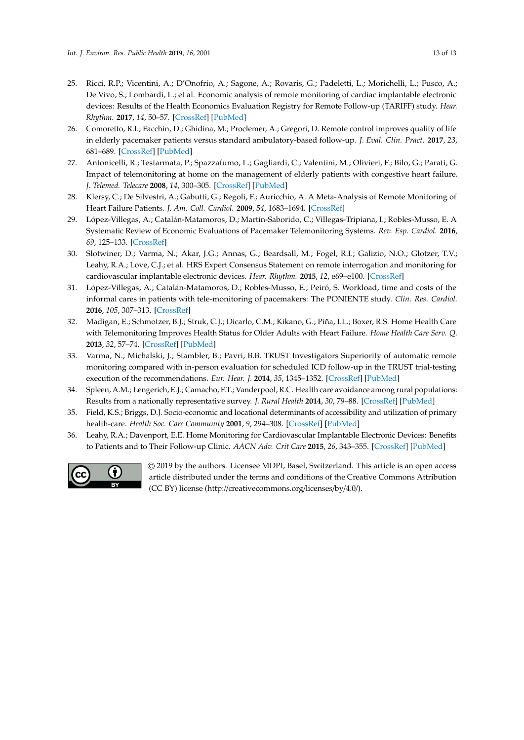25. Ricci, R.P.; Vicentini, A.; D'Onofrio, A.; Sagone, A.; Rovaris, G.; Padeletti, L.; Morichelli, L.; Fusco, A.; De Vivo, S.; Lombardi, L.; et al. Economic analysis of remote monitoring of cardiac implantable electronic devices: Results of the Health Economics Evaluation Registry for Remote Follow-up (TARIFF) study. *Hear. Rhythm.* **2017**, *14*, 50–57. [CrossRef] [PubMed]
26. Comoretto, R.I.; Facchin, D.; Ghidina, M.; Proclemer, A.; Gregori, D. Remote control improves quality of life in elderly pacemaker patients versus standard ambulatory-based follow-up. *J. Eval. Clin. Pract.* **2017**, *23*, 681–689. [CrossRef] [PubMed]
27. Antonicelli, R.; Testarmata, P.; Spazzafumo, L.; Gagliardi, C.; Valentini, M.; Olivieri, F.; Bilo, G.; Parati, G. Impact of telemonitoring at home on the management of elderly patients with congestive heart failure. *J. Telemed. Telecare* **2008**, *14*, 300–305. [CrossRef] [PubMed]
28. Klersy, C.; De Silvestri, A.; Gabutti, G.; Regoli, F.; Auricchio, A. A Meta-Analysis of Remote Monitoring of Heart Failure Patients. *J. Am. Coll. Cardiol.* **2009**, *54*, 1683–1694. [CrossRef]
29. López-Villegas, A.; Catalán-Matamoros, D.; Martín-Saborido, C.; Villegas-Tripiana, I.; Robles-Musso, E. A Systematic Review of Economic Evaluations of Pacemaker Telemonitoring Systems. *Rev. Esp. Cardiol.* **2016**, *69*, 125–133. [CrossRef]
30. Slotwiner, D.; Varma, N.; Akar, J.G.; Annas, G.; Beardsall, M.; Fogel, R.I.; Galizio, N.O.; Glotzer, T.V.; Leahy, R.A.; Love, C.J.; et al. HRS Expert Consensus Statement on remote interrogation and monitoring for cardiovascular implantable electronic devices. *Hear. Rhythm.* **2015**, *12*, e69–e100. [CrossRef]
31. López-Villegas, A.; Catalán-Matamoros, D.; Robles-Musso, E.; Peiró, S. Workload, time and costs of the informal cares in patients with tele-monitoring of pacemakers: The PONIENTE study. *Clin. Res. Cardiol.* **2016**, *105*, 307–313. [CrossRef]
32. Madigan, E.; Schmotzer, B.J.; Struk, C.J.; Dicarlo, C.M.; Kikano, G.; Piña, I.L.; Boxer, R.S. Home Health Care with Telemonitoring Improves Health Status for Older Adults with Heart Failure. *Home Health Care Serv. Q.* **2013**, *32*, 57–74. [CrossRef] [PubMed]
33. Varma, N.; Michalski, J.; Stambler, B.; Pavri, B.B. TRUST Investigators Superiority of automatic remote monitoring compared with in-person evaluation for scheduled ICD follow-up in the TRUST trial-testing execution of the recommendations. *Eur. Hear. J.* **2014**, *35*, 1345–1352. [CrossRef] [PubMed]
34. Spleen, A.M.; Lengerich, E.J.; Camacho, F.T.; Vanderpool, R.C. Health care avoidance among rural populations: Results from a nationally representative survey. *J. Rural Health* **2014**, *30*, 79–88. [CrossRef] [PubMed]
35. Field, K.S.; Briggs, D.J. Socio-economic and locational determinants of accessibility and utilization of primary health-care. *Health Soc. Care Community* **2001**, *9*, 294–308. [CrossRef] [PubMed]
36. Leahy, R.A.; Davenport, E.E. Home Monitoring for Cardiovascular Implantable Electronic Devices: Benefits to Patients and to Their Follow-up Clinic. *AACN Adv. Crit Care* **2015**, *26*, 343–355. [CrossRef] [PubMed]

© 2019 by the authors. Licensee MDPI, Basel, Switzerland. This article is an open access article distributed under the terms and conditions of the Creative Commons Attribution (CC BY) license (http://creativecommons.org/licenses/by/4.0/).